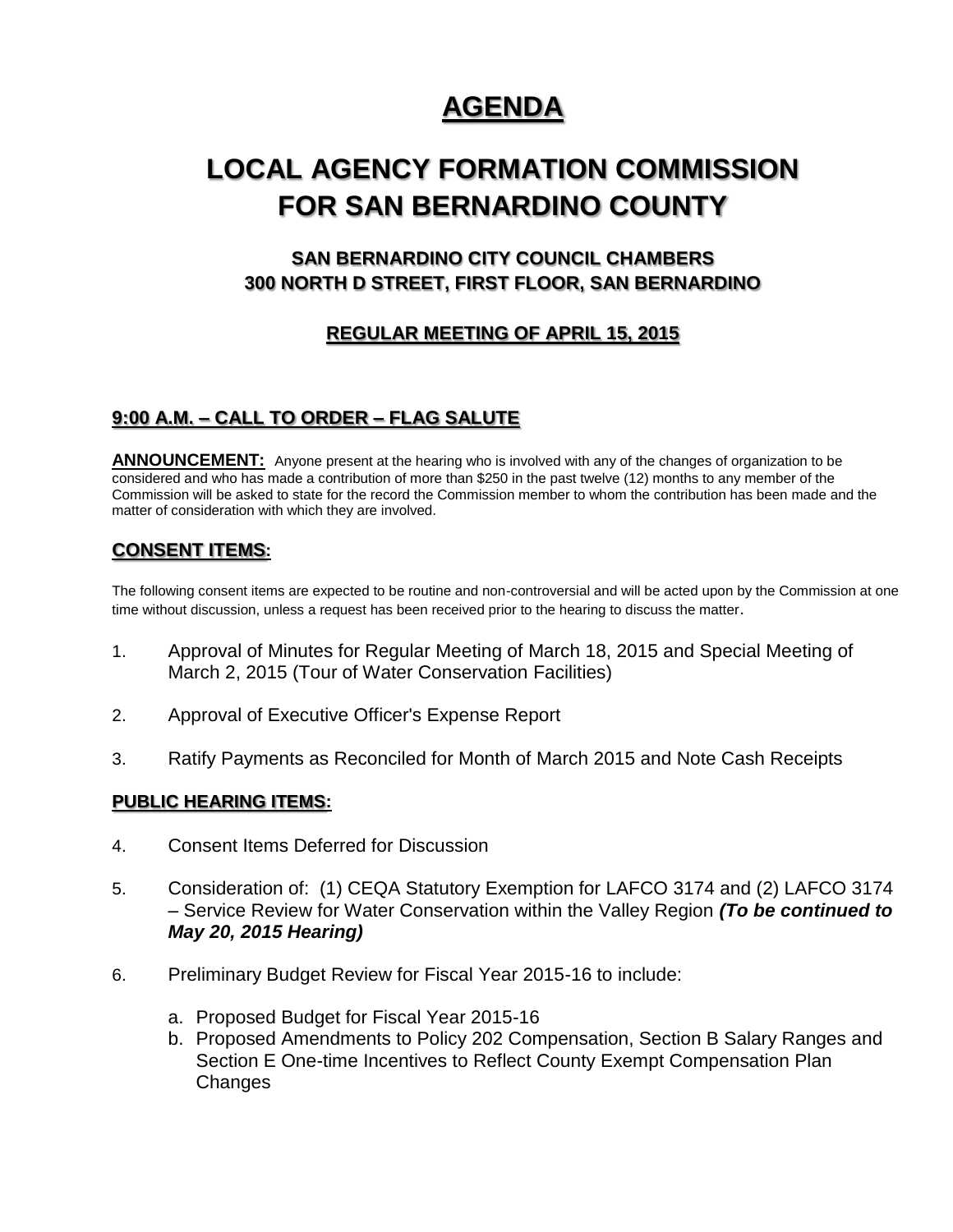# AGENDA

# LOCAL AGENCY FORMATION COMMISSION FOR SAN BERNARDINO COUNTY

### SAN BERNARDINO CITY COUNCIL CHAMBERS
### 300 NORTH D STREET, FIRST FLOOR, SAN BERNARDINO

### REGULAR MEETING OF APRIL 15, 2015

## 9:00 A.M. – CALL TO ORDER – FLAG SALUTE

**ANNOUNCEMENT:** Anyone present at the hearing who is involved with any of the changes of organization to be considered and who has made a contribution of more than $250 in the past twelve (12) months to any member of the Commission will be asked to state for the record the Commission member to whom the contribution has been made and the matter of consideration with which they are involved.

## CONSENT ITEMS:

The following consent items are expected to be routine and non-controversial and will be acted upon by the Commission at one time without discussion, unless a request has been received prior to the hearing to discuss the matter.

1. Approval of Minutes for Regular Meeting of March 18, 2015 and Special Meeting of March 2, 2015 (Tour of Water Conservation Facilities)

2. Approval of Executive Officer's Expense Report

3. Ratify Payments as Reconciled for Month of March 2015 and Note Cash Receipts

## PUBLIC HEARING ITEMS:

4. Consent Items Deferred for Discussion

5. Consideration of: (1) CEQA Statutory Exemption for LAFCO 3174 and (2) LAFCO 3174 – Service Review for Water Conservation within the Valley Region ***(To be continued to May 20, 2015 Hearing)***

6. Preliminary Budget Review for Fiscal Year 2015-16 to include:

   a. Proposed Budget for Fiscal Year 2015-16
   b. Proposed Amendments to Policy 202 Compensation, Section B Salary Ranges and Section E One-time Incentives to Reflect County Exempt Compensation Plan Changes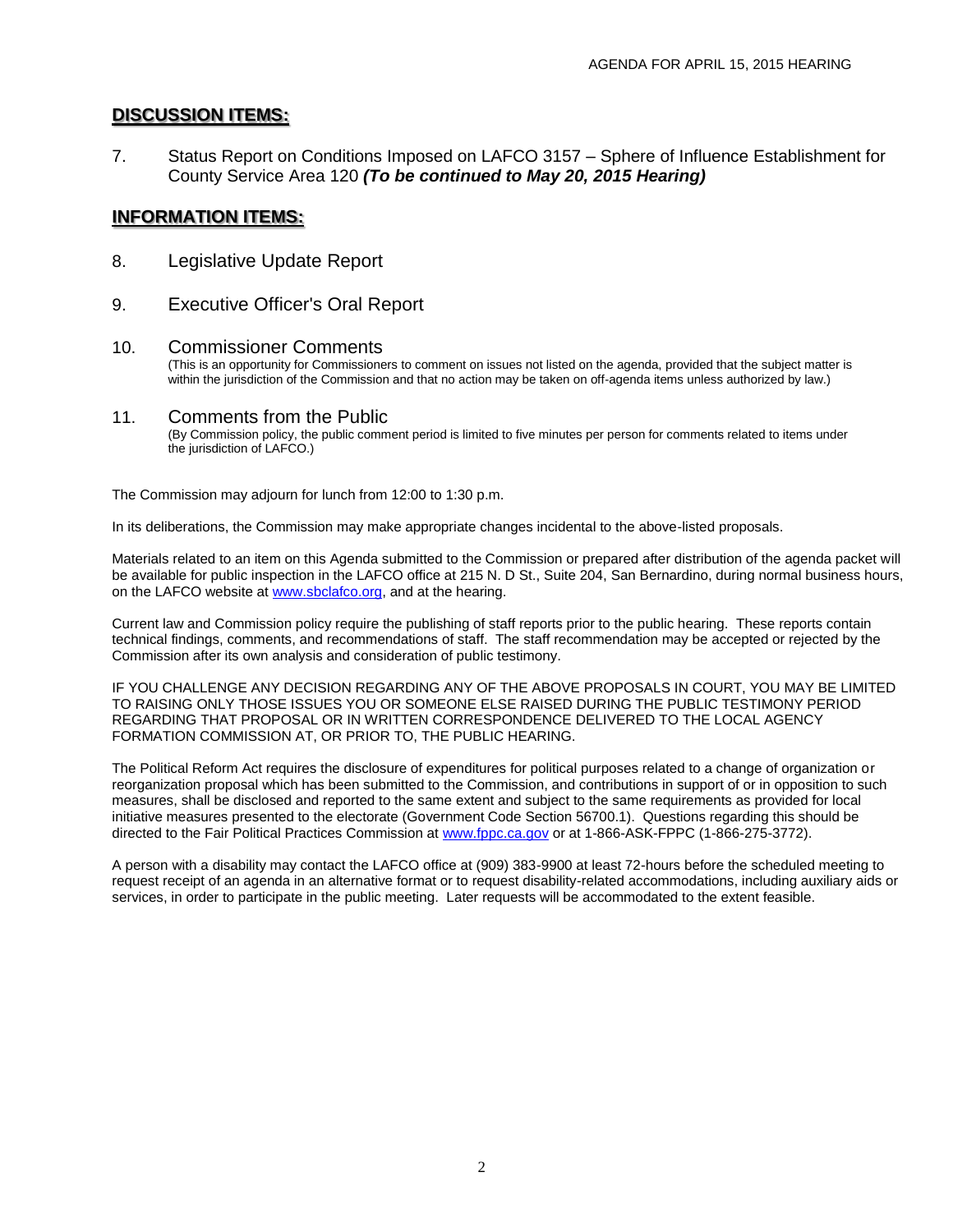## DISCUSSION ITEMS:

7. Status Report on Conditions Imposed on LAFCO 3157 – Sphere of Influence Establishment for County Service Area 120 ***(To be continued to May 20, 2015 Hearing)***

## INFORMATION ITEMS:

8. Legislative Update Report

9. Executive Officer's Oral Report

10. Commissioner Comments
    (This is an opportunity for Commissioners to comment on issues not listed on the agenda, provided that the subject matter is within the jurisdiction of the Commission and that no action may be taken on off-agenda items unless authorized by law.)

11. Comments from the Public
    (By Commission policy, the public comment period is limited to five minutes per person for comments related to items under the jurisdiction of LAFCO.)

The Commission may adjourn for lunch from 12:00 to 1:30 p.m.

In its deliberations, the Commission may make appropriate changes incidental to the above-listed proposals.

Materials related to an item on this Agenda submitted to the Commission or prepared after distribution of the agenda packet will be available for public inspection in the LAFCO office at 215 N. D St., Suite 204, San Bernardino, during normal business hours, on the LAFCO website at www.sbclafco.org, and at the hearing.

Current law and Commission policy require the publishing of staff reports prior to the public hearing. These reports contain technical findings, comments, and recommendations of staff. The staff recommendation may be accepted or rejected by the Commission after its own analysis and consideration of public testimony.

IF YOU CHALLENGE ANY DECISION REGARDING ANY OF THE ABOVE PROPOSALS IN COURT, YOU MAY BE LIMITED TO RAISING ONLY THOSE ISSUES YOU OR SOMEONE ELSE RAISED DURING THE PUBLIC TESTIMONY PERIOD REGARDING THAT PROPOSAL OR IN WRITTEN CORRESPONDENCE DELIVERED TO THE LOCAL AGENCY FORMATION COMMISSION AT, OR PRIOR TO, THE PUBLIC HEARING.

The Political Reform Act requires the disclosure of expenditures for political purposes related to a change of organization or reorganization proposal which has been submitted to the Commission, and contributions in support of or in opposition to such measures, shall be disclosed and reported to the same extent and subject to the same requirements as provided for local initiative measures presented to the electorate (Government Code Section 56700.1). Questions regarding this should be directed to the Fair Political Practices Commission at www.fppc.ca.gov or at 1-866-ASK-FPPC (1-866-275-3772).

A person with a disability may contact the LAFCO office at (909) 383-9900 at least 72-hours before the scheduled meeting to request receipt of an agenda in an alternative format or to request disability-related accommodations, including auxiliary aids or services, in order to participate in the public meeting. Later requests will be accommodated to the extent feasible.